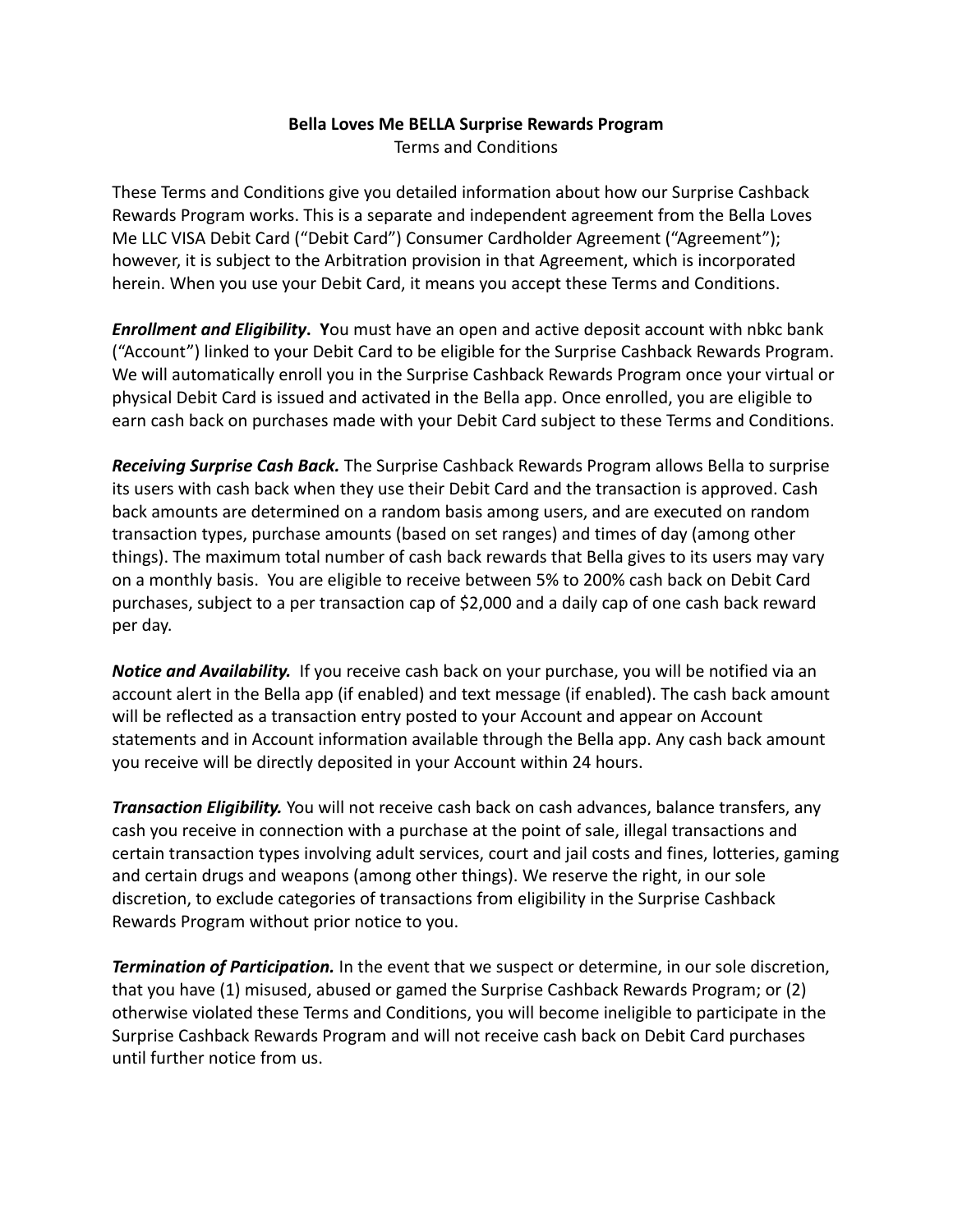**Bella Loves Me BELLA Surprise Rewards Program**

Terms and Conditions

These Terms and Conditions give you detailed information about how our Surprise Cashback Rewards Program works. This is a separate and independent agreement from the Bella Loves Me LLC VISA Debit Card ("Debit Card") Consumer Cardholder Agreement ("Agreement"); however, it is subject to the Arbitration provision in that Agreement, which is incorporated herein. When you use your Debit Card, it means you accept these Terms and Conditions.

***Enrollment and Eligibility*. Y**ou must have an open and active deposit account with nbkc bank ("Account") linked to your Debit Card to be eligible for the Surprise Cashback Rewards Program. We will automatically enroll you in the Surprise Cashback Rewards Program once your virtual or physical Debit Card is issued and activated in the Bella app. Once enrolled, you are eligible to earn cash back on purchases made with your Debit Card subject to these Terms and Conditions.

***Receiving Surprise Cash Back.*** The Surprise Cashback Rewards Program allows Bella to surprise its users with cash back when they use their Debit Card and the transaction is approved. Cash back amounts are determined on a random basis among users, and are executed on random transaction types, purchase amounts (based on set ranges) and times of day (among other things). The maximum total number of cash back rewards that Bella gives to its users may vary on a monthly basis. You are eligible to receive between 5% to 200% cash back on Debit Card purchases, subject to a per transaction cap of $2,000 and a daily cap of one cash back reward per day.

***Notice and Availability.*** If you receive cash back on your purchase, you will be notified via an account alert in the Bella app (if enabled) and text message (if enabled). The cash back amount will be reflected as a transaction entry posted to your Account and appear on Account statements and in Account information available through the Bella app. Any cash back amount you receive will be directly deposited in your Account within 24 hours.

***Transaction Eligibility.*** You will not receive cash back on cash advances, balance transfers, any cash you receive in connection with a purchase at the point of sale, illegal transactions and certain transaction types involving adult services, court and jail costs and fines, lotteries, gaming and certain drugs and weapons (among other things). We reserve the right, in our sole discretion, to exclude categories of transactions from eligibility in the Surprise Cashback Rewards Program without prior notice to you.

***Termination of Participation.*** In the event that we suspect or determine, in our sole discretion, that you have (1) misused, abused or gamed the Surprise Cashback Rewards Program; or (2) otherwise violated these Terms and Conditions, you will become ineligible to participate in the Surprise Cashback Rewards Program and will not receive cash back on Debit Card purchases until further notice from us.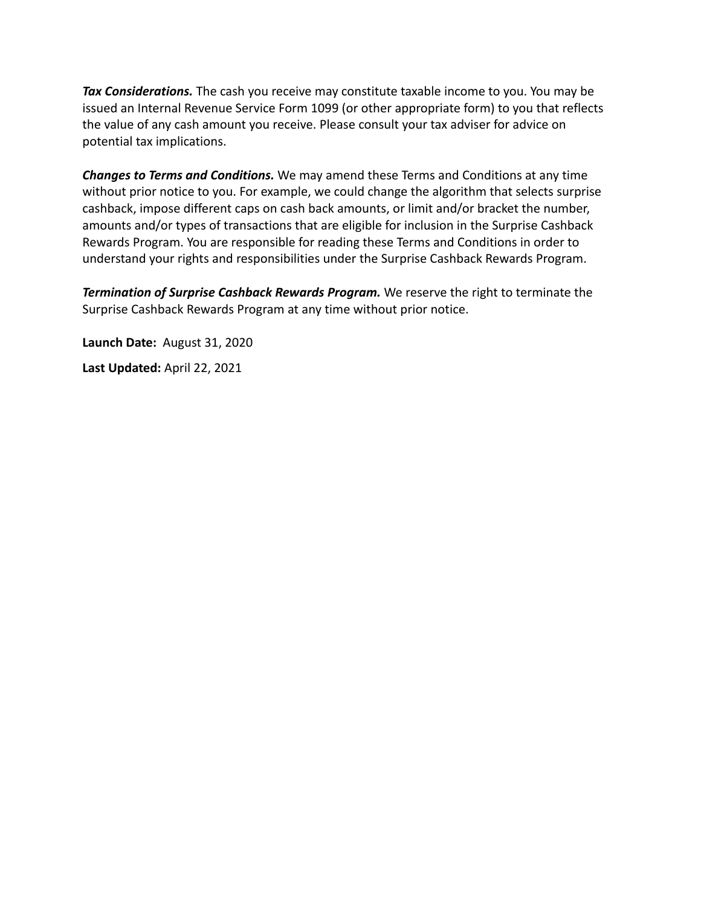***Tax Considerations.*** The cash you receive may constitute taxable income to you. You may be issued an Internal Revenue Service Form 1099 (or other appropriate form) to you that reflects the value of any cash amount you receive. Please consult your tax adviser for advice on potential tax implications.

***Changes to Terms and Conditions.*** We may amend these Terms and Conditions at any time without prior notice to you. For example, we could change the algorithm that selects surprise cashback, impose different caps on cash back amounts, or limit and/or bracket the number, amounts and/or types of transactions that are eligible for inclusion in the Surprise Cashback Rewards Program. You are responsible for reading these Terms and Conditions in order to understand your rights and responsibilities under the Surprise Cashback Rewards Program.

***Termination of Surprise Cashback Rewards Program.*** We reserve the right to terminate the Surprise Cashback Rewards Program at any time without prior notice.

**Launch Date:** August 31, 2020

**Last Updated:** April 22, 2021